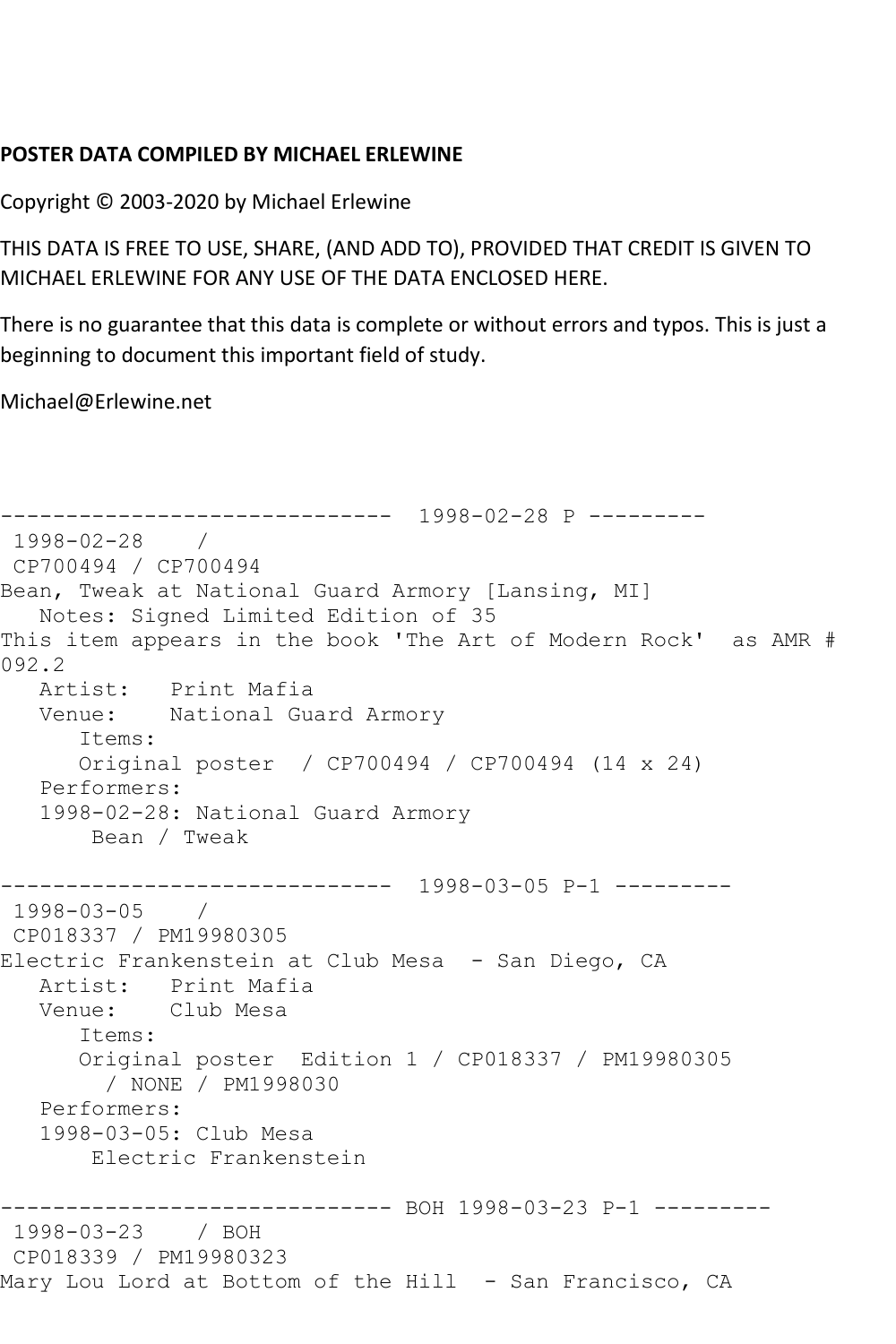**POSTER DATA COMPILED BY MICHAEL ERLEWINE**

Copyright © 2003-2020 by Michael Erlewine

THIS DATA IS FREE TO USE, SHARE, (AND ADD TO), PROVIDED THAT CREDIT IS GIVEN TO MICHAEL ERLEWINE FOR ANY USE OF THE DATA ENCLOSED HERE.

There is no guarantee that this data is complete or without errors and typos. This is just a beginning to document this important field of study.

Michael@Erlewine.net

```
------------------------------  1998-02-28 P ---------
 1998-02-28    /
 CP700494 / CP700494
Bean, Tweak at National Guard Armory [Lansing, MI]
   Notes: Signed Limited Edition of 35
This item appears in the book 'The Art of Modern Rock'  as AMR #
092.2
   Artist:   Print Mafia
   Venue:    National Guard Armory
      Items:
      Original poster  / CP700494 / CP700494 (14 x 24)
   Performers:
   1998-02-28: National Guard Armory
       Bean / Tweak

------------------------------  1998-03-05 P-1 ---------
 1998-03-05    /
 CP018337 / PM19980305
Electric Frankenstein at Club Mesa  - San Diego, CA
   Artist:   Print Mafia
   Venue:    Club Mesa
      Items:
      Original poster  Edition 1 / CP018337 / PM19980305
        / NONE / PM1998030
   Performers:
   1998-03-05: Club Mesa
       Electric Frankenstein

------------------------------ BOH 1998-03-23 P-1 ---------
 1998-03-23    / BOH
 CP018339 / PM19980323
Mary Lou Lord at Bottom of the Hill  - San Francisco, CA
```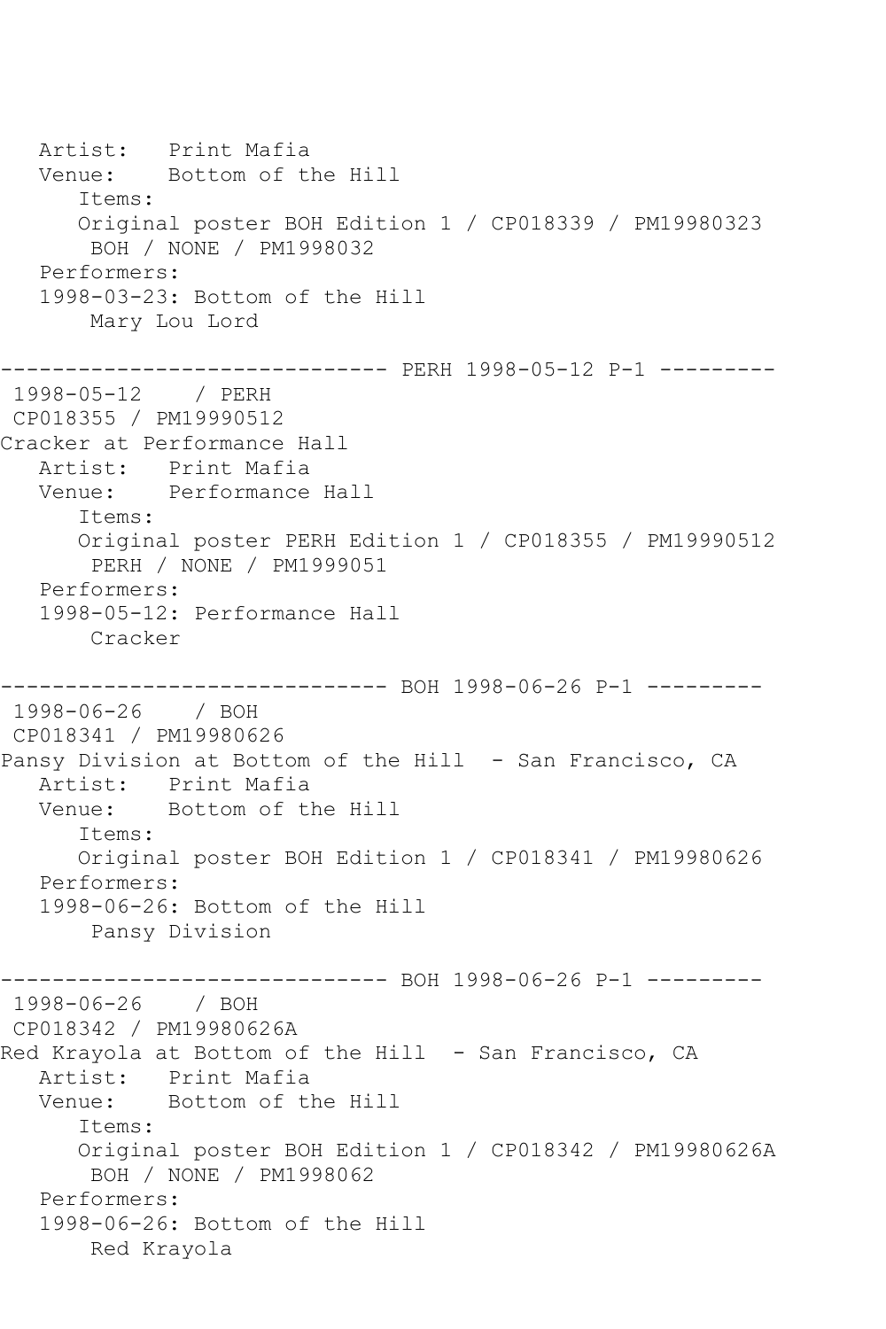Artist: Print Mafia
Venue: Bottom of the Hill
Items:
Original poster BOH Edition 1 / CP018339 / PM19980323
BOH / NONE / PM1998032
Performers:
1998-03-23: Bottom of the Hill
Mary Lou Lord

------------------------------ PERH 1998-05-12 P-1 ---------

1998-05-12 / PERH
CP018355 / PM19990512
Cracker at Performance Hall
Artist: Print Mafia
Venue: Performance Hall
Items:
Original poster PERH Edition 1 / CP018355 / PM19990512
PERH / NONE / PM1999051
Performers:
1998-05-12: Performance Hall
Cracker

------------------------------ BOH 1998-06-26 P-1 ---------

1998-06-26 / BOH
CP018341 / PM19980626
Pansy Division at Bottom of the Hill - San Francisco, CA
Artist: Print Mafia
Venue: Bottom of the Hill
Items:
Original poster BOH Edition 1 / CP018341 / PM19980626
Performers:
1998-06-26: Bottom of the Hill
Pansy Division

------------------------------ BOH 1998-06-26 P-1 ---------

1998-06-26 / BOH
CP018342 / PM19980626A
Red Krayola at Bottom of the Hill - San Francisco, CA
Artist: Print Mafia
Venue: Bottom of the Hill
Items:
Original poster BOH Edition 1 / CP018342 / PM19980626A
BOH / NONE / PM1998062
Performers:
1998-06-26: Bottom of the Hill
Red Krayola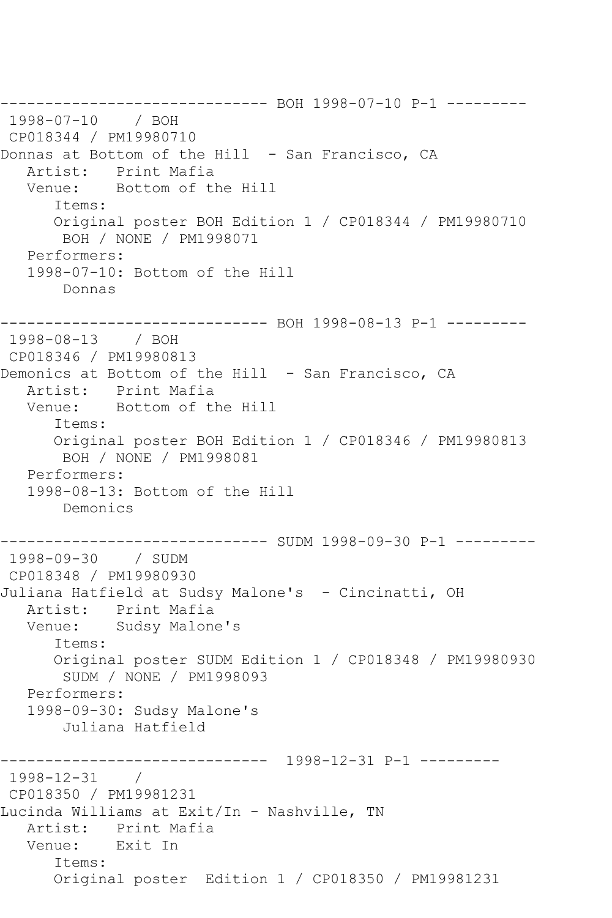------------------------------ BOH 1998-07-10 P-1 ---------
1998-07-10 / BOH
CP018344 / PM19980710
Donnas at Bottom of the Hill - San Francisco, CA
Artist: Print Mafia
Venue: Bottom of the Hill
Items:
Original poster BOH Edition 1 / CP018344 / PM19980710
BOH / NONE / PM1998071
Performers:
1998-07-10: Bottom of the Hill
Donnas

------------------------------ BOH 1998-08-13 P-1 ---------
1998-08-13 / BOH
CP018346 / PM19980813
Demonics at Bottom of the Hill - San Francisco, CA
Artist: Print Mafia
Venue: Bottom of the Hill
Items:
Original poster BOH Edition 1 / CP018346 / PM19980813
BOH / NONE / PM1998081
Performers:
1998-08-13: Bottom of the Hill
Demonics

------------------------------ SUDM 1998-09-30 P-1 ---------
1998-09-30 / SUDM
CP018348 / PM19980930
Juliana Hatfield at Sudsy Malone's - Cincinatti, OH
Artist: Print Mafia
Venue: Sudsy Malone's
Items:
Original poster SUDM Edition 1 / CP018348 / PM19980930
SUDM / NONE / PM1998093
Performers:
1998-09-30: Sudsy Malone's
Juliana Hatfield

------------------------------ 1998-12-31 P-1 ---------
1998-12-31 /
CP018350 / PM19981231
Lucinda Williams at Exit/In - Nashville, TN
Artist: Print Mafia
Venue: Exit In
Items:
Original poster Edition 1 / CP018350 / PM19981231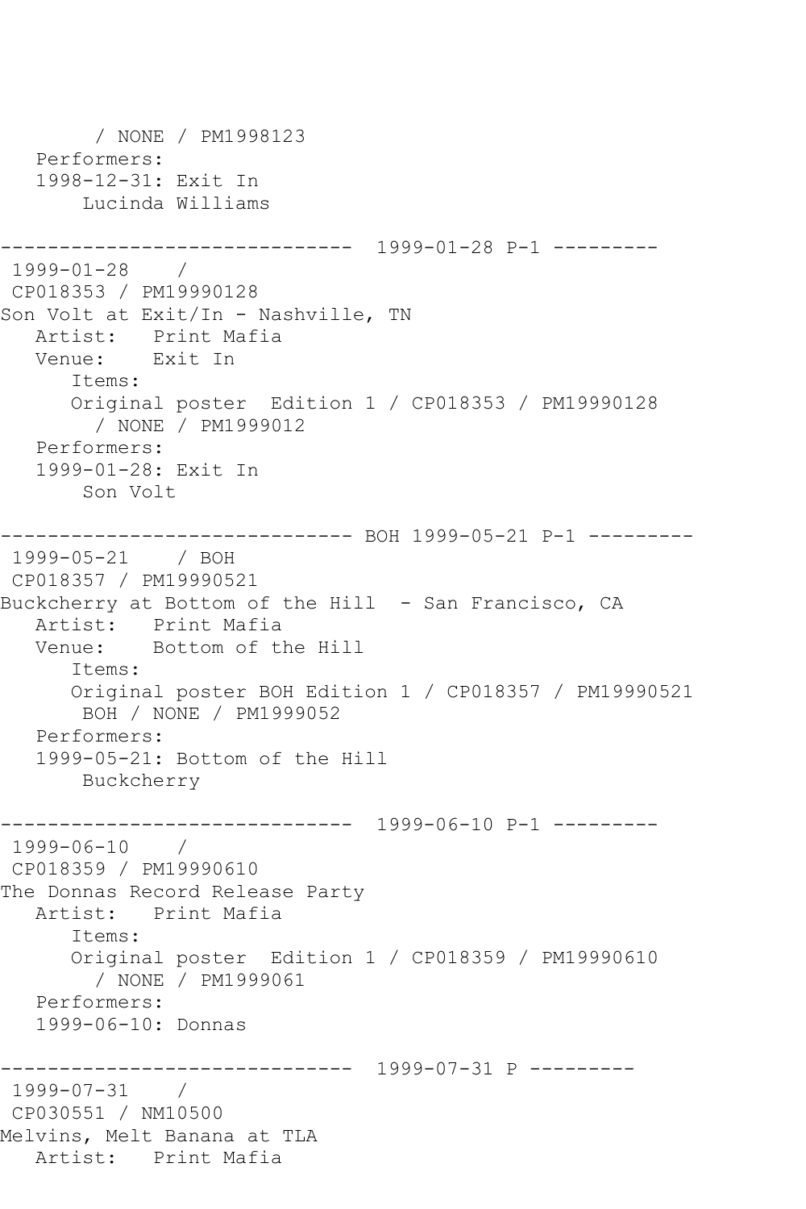```
        / NONE / PM1998123
   Performers:
   1998-12-31: Exit In
       Lucinda Williams

------------------------------  1999-01-28 P-1 ---------
 1999-01-28    /
 CP018353 / PM19990128
Son Volt at Exit/In - Nashville, TN
   Artist:   Print Mafia
   Venue:    Exit In
      Items:
      Original poster  Edition 1 / CP018353 / PM19990128
        / NONE / PM1999012
   Performers:
   1999-01-28: Exit In
       Son Volt

------------------------------ BOH 1999-05-21 P-1 ---------
 1999-05-21    / BOH
 CP018357 / PM19990521
Buckcherry at Bottom of the Hill  - San Francisco, CA
   Artist:   Print Mafia
   Venue:    Bottom of the Hill
      Items:
      Original poster BOH Edition 1 / CP018357 / PM19990521
       BOH / NONE / PM1999052
   Performers:
   1999-05-21: Bottom of the Hill
       Buckcherry

------------------------------  1999-06-10 P-1 ---------
 1999-06-10    /
 CP018359 / PM19990610
The Donnas Record Release Party
   Artist:   Print Mafia
      Items:
      Original poster  Edition 1 / CP018359 / PM19990610
        / NONE / PM1999061
   Performers:
   1999-06-10: Donnas

------------------------------  1999-07-31 P ---------
 1999-07-31    /
 CP030551 / NM10500
Melvins, Melt Banana at TLA
   Artist:   Print Mafia
```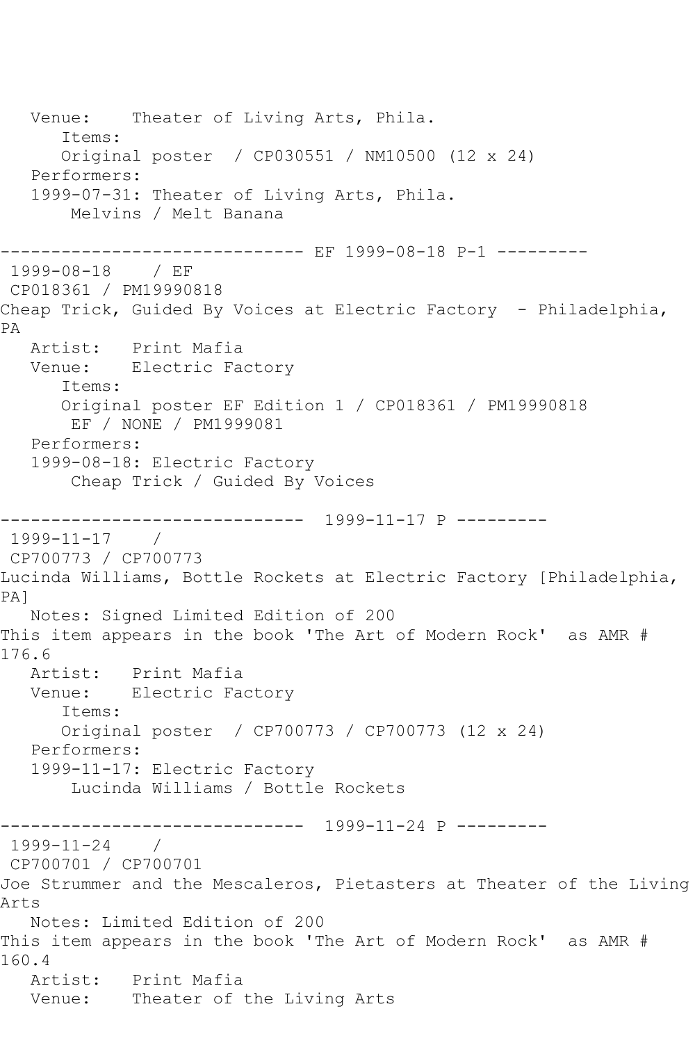```
   Venue:    Theater of Living Arts, Phila.
      Items:
      Original poster  / CP030551 / NM10500 (12 x 24)
   Performers:
   1999-07-31: Theater of Living Arts, Phila.
       Melvins / Melt Banana

------------------------------ EF 1999-08-18 P-1 ---------
 1999-08-18    / EF
 CP018361 / PM19990818
Cheap Trick, Guided By Voices at Electric Factory  - Philadelphia, 
PA
   Artist:   Print Mafia
   Venue:    Electric Factory
      Items:
      Original poster EF Edition 1 / CP018361 / PM19990818
       EF / NONE / PM1999081
   Performers:
   1999-08-18: Electric Factory
       Cheap Trick / Guided By Voices

------------------------------  1999-11-17 P ---------
 1999-11-17    / 
 CP700773 / CP700773
Lucinda Williams, Bottle Rockets at Electric Factory [Philadelphia, 
PA]
   Notes: Signed Limited Edition of 200
This item appears in the book 'The Art of Modern Rock'  as AMR # 
176.6
   Artist:   Print Mafia
   Venue:    Electric Factory
      Items:
      Original poster  / CP700773 / CP700773 (12 x 24)
   Performers:
   1999-11-17: Electric Factory
       Lucinda Williams / Bottle Rockets

------------------------------  1999-11-24 P ---------
 1999-11-24    / 
 CP700701 / CP700701
Joe Strummer and the Mescaleros, Pietasters at Theater of the Living 
Arts
   Notes: Limited Edition of 200
This item appears in the book 'The Art of Modern Rock'  as AMR # 
160.4
   Artist:   Print Mafia
   Venue:    Theater of the Living Arts
```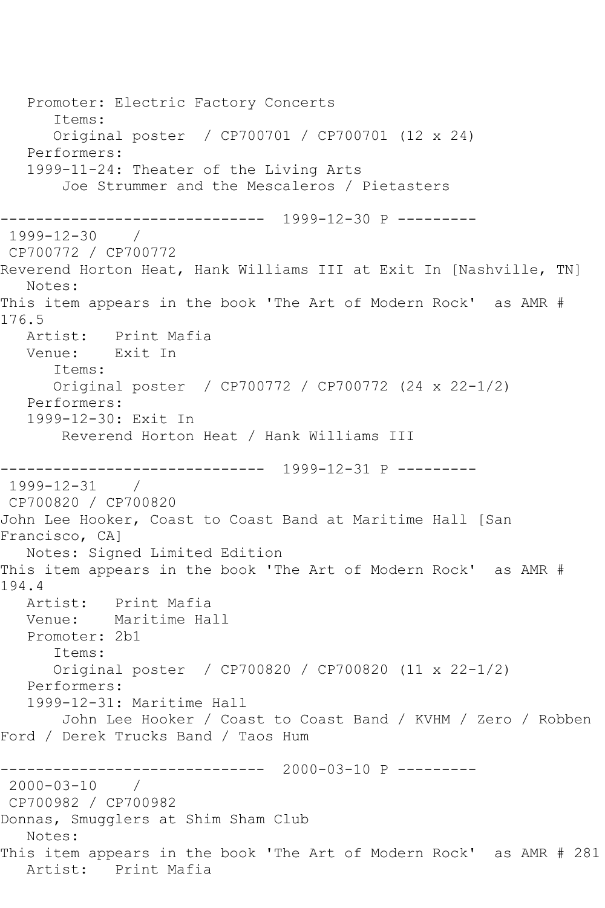Promoter: Electric Factory Concerts
Items:
Original poster / CP700701 / CP700701 (12 x 24)
Performers:
1999-11-24: Theater of the Living Arts
Joe Strummer and the Mescaleros / Pietasters

------------------------------ 1999-12-30 P ---------

1999-12-30 /
CP700772 / CP700772
Reverend Horton Heat, Hank Williams III at Exit In [Nashville, TN]
Notes:
This item appears in the book 'The Art of Modern Rock' as AMR # 176.5
Artist: Print Mafia
Venue: Exit In
Items:
Original poster / CP700772 / CP700772 (24 x 22-1/2)
Performers:
1999-12-30: Exit In
Reverend Horton Heat / Hank Williams III

------------------------------ 1999-12-31 P ---------

1999-12-31 /
CP700820 / CP700820
John Lee Hooker, Coast to Coast Band at Maritime Hall [San Francisco, CA]
Notes: Signed Limited Edition
This item appears in the book 'The Art of Modern Rock' as AMR # 194.4
Artist: Print Mafia
Venue: Maritime Hall
Promoter: 2b1
Items:
Original poster / CP700820 / CP700820 (11 x 22-1/2)
Performers:
1999-12-31: Maritime Hall
John Lee Hooker / Coast to Coast Band / KVHM / Zero / Robben Ford / Derek Trucks Band / Taos Hum

------------------------------ 2000-03-10 P ---------

2000-03-10 /
CP700982 / CP700982
Donnas, Smugglers at Shim Sham Club
Notes:
This item appears in the book 'The Art of Modern Rock' as AMR # 281
Artist: Print Mafia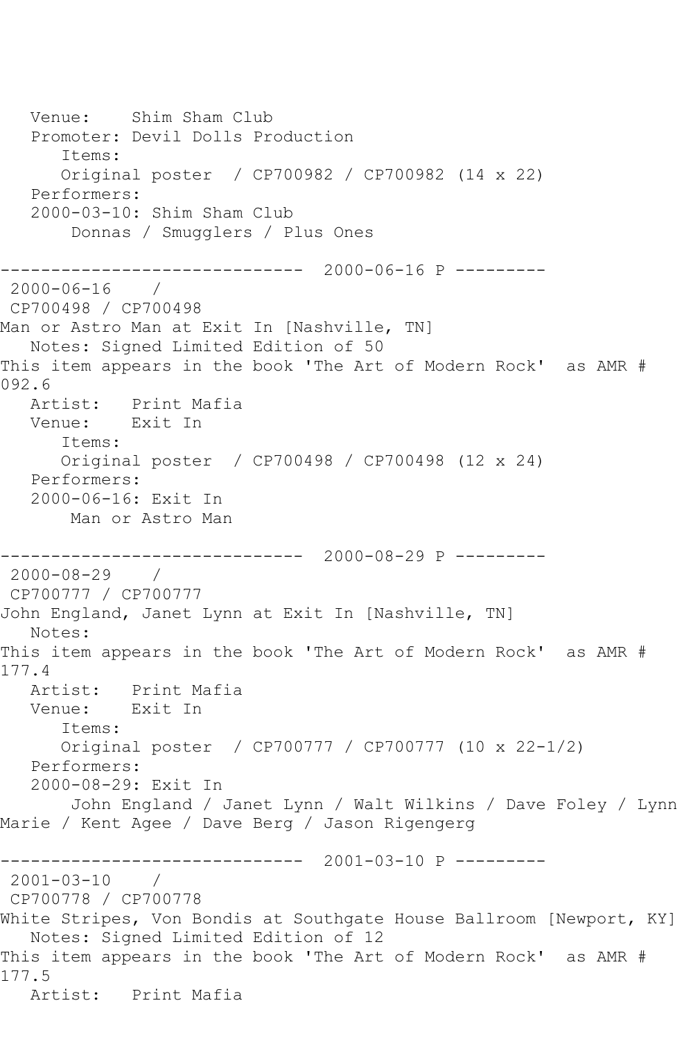Venue:    Shim Sham Club
Promoter: Devil Dolls Production
Items:
Original poster  / CP700982 / CP700982 (14 x 22)
Performers:
2000-03-10: Shim Sham Club
Donnas / Smugglers / Plus Ones

------------------------------  2000-06-16 P ---------

2000-06-16    /
CP700498 / CP700498
Man or Astro Man at Exit In [Nashville, TN]
Notes: Signed Limited Edition of 50
This item appears in the book 'The Art of Modern Rock'  as AMR # 092.6
Artist:   Print Mafia
Venue:    Exit In
Items:
Original poster  / CP700498 / CP700498 (12 x 24)
Performers:
2000-06-16: Exit In
Man or Astro Man

------------------------------  2000-08-29 P ---------

2000-08-29    /
CP700777 / CP700777
John England, Janet Lynn at Exit In [Nashville, TN]
Notes:
This item appears in the book 'The Art of Modern Rock'  as AMR # 177.4
Artist:   Print Mafia
Venue:    Exit In
Items:
Original poster  / CP700777 / CP700777 (10 x 22-1/2)
Performers:
2000-08-29: Exit In
John England / Janet Lynn / Walt Wilkins / Dave Foley / Lynn Marie / Kent Agee / Dave Berg / Jason Rigengerg

------------------------------  2001-03-10 P ---------

2001-03-10    /
CP700778 / CP700778
White Stripes, Von Bondis at Southgate House Ballroom [Newport, KY]
Notes: Signed Limited Edition of 12
This item appears in the book 'The Art of Modern Rock'  as AMR # 177.5
Artist:   Print Mafia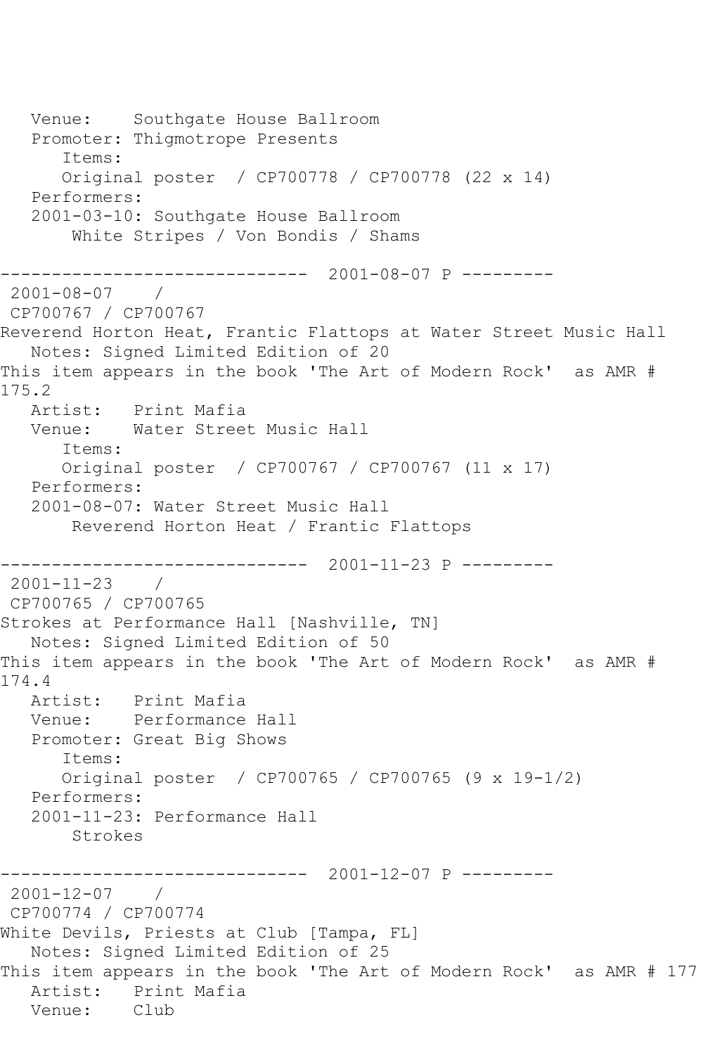```
   Venue:    Southgate House Ballroom
   Promoter: Thigmotrope Presents
      Items:
      Original poster  / CP700778 / CP700778 (22 x 14)
   Performers:
   2001-03-10: Southgate House Ballroom
       White Stripes / Von Bondis / Shams

------------------------------  2001-08-07 P ---------
 2001-08-07    /
 CP700767 / CP700767
Reverend Horton Heat, Frantic Flattops at Water Street Music Hall
   Notes: Signed Limited Edition of 20
This item appears in the book 'The Art of Modern Rock'  as AMR #
175.2
   Artist:   Print Mafia
   Venue:    Water Street Music Hall
      Items:
      Original poster  / CP700767 / CP700767 (11 x 17)
   Performers:
   2001-08-07: Water Street Music Hall
       Reverend Horton Heat / Frantic Flattops

------------------------------  2001-11-23 P ---------
 2001-11-23    /
 CP700765 / CP700765
Strokes at Performance Hall [Nashville, TN]
   Notes: Signed Limited Edition of 50
This item appears in the book 'The Art of Modern Rock'  as AMR #
174.4
   Artist:   Print Mafia
   Venue:    Performance Hall
   Promoter: Great Big Shows
      Items:
      Original poster  / CP700765 / CP700765 (9 x 19-1/2)
   Performers:
   2001-11-23: Performance Hall
       Strokes

------------------------------  2001-12-07 P ---------
 2001-12-07    /
 CP700774 / CP700774
White Devils, Priests at Club [Tampa, FL]
   Notes: Signed Limited Edition of 25
This item appears in the book 'The Art of Modern Rock'  as AMR # 177
   Artist:   Print Mafia
   Venue:    Club
```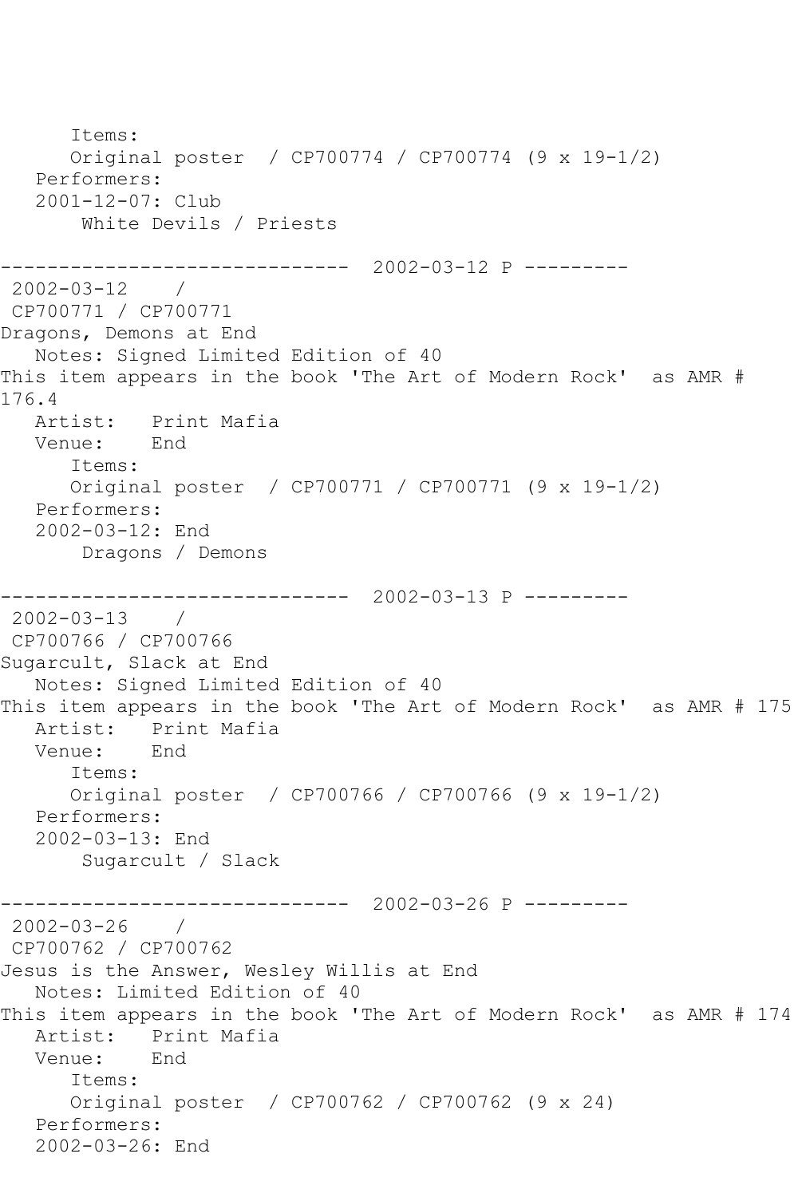Items:
Original poster / CP700774 / CP700774 (9 x 19-1/2)
Performers:
2001-12-07: Club
White Devils / Priests

------------------------------ 2002-03-12 P ---------

2002-03-12 /
CP700771 / CP700771
Dragons, Demons at End
Notes: Signed Limited Edition of 40
This item appears in the book 'The Art of Modern Rock' as AMR # 176.4
Artist: Print Mafia
Venue: End
Items:
Original poster / CP700771 / CP700771 (9 x 19-1/2)
Performers:
2002-03-12: End
Dragons / Demons

------------------------------ 2002-03-13 P ---------

2002-03-13 /
CP700766 / CP700766
Sugarcult, Slack at End
Notes: Signed Limited Edition of 40
This item appears in the book 'The Art of Modern Rock' as AMR # 175
Artist: Print Mafia
Venue: End
Items:
Original poster / CP700766 / CP700766 (9 x 19-1/2)
Performers:
2002-03-13: End
Sugarcult / Slack

------------------------------ 2002-03-26 P ---------

2002-03-26 /
CP700762 / CP700762
Jesus is the Answer, Wesley Willis at End
Notes: Limited Edition of 40
This item appears in the book 'The Art of Modern Rock' as AMR # 174
Artist: Print Mafia
Venue: End
Items:
Original poster / CP700762 / CP700762 (9 x 24)
Performers:
2002-03-26: End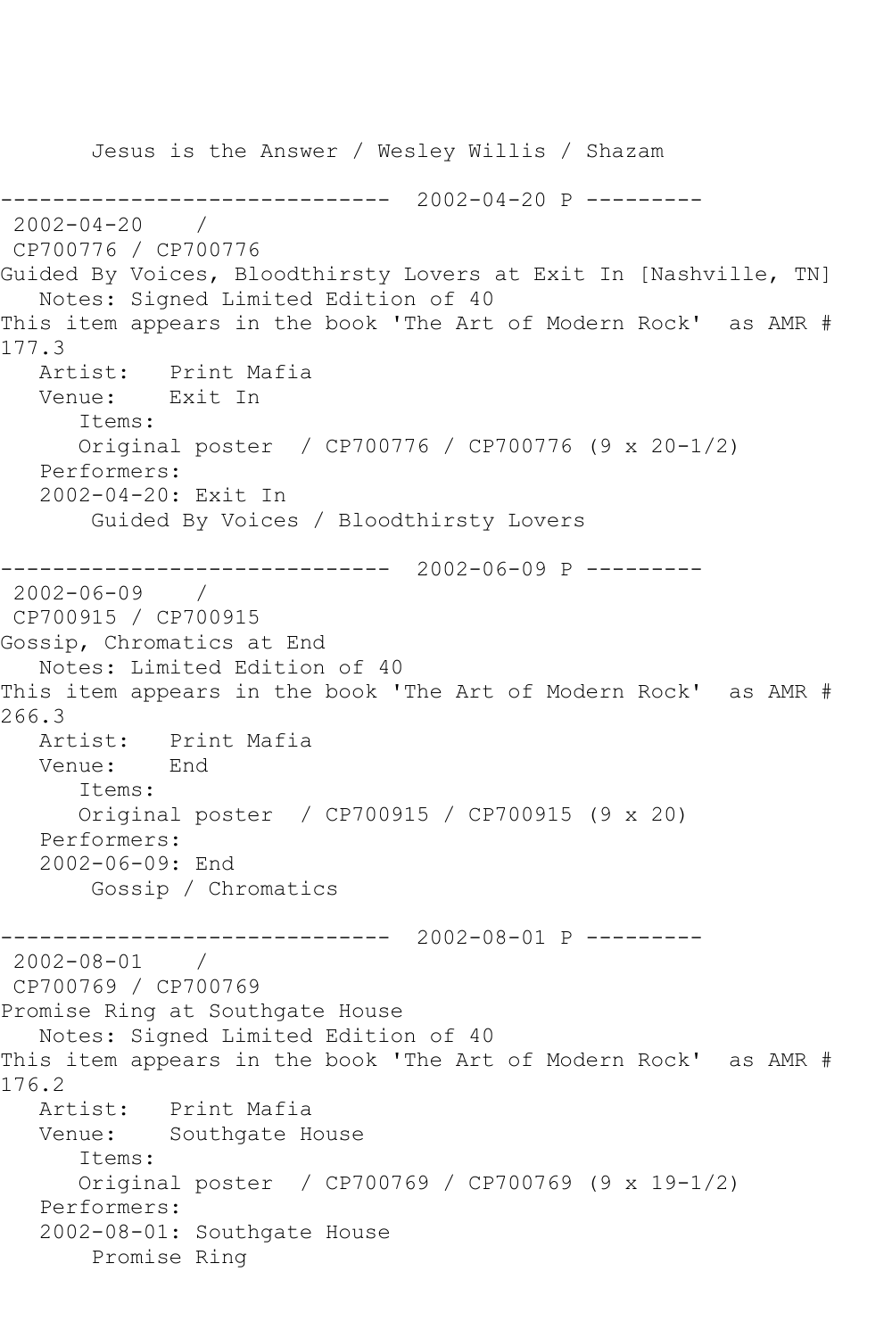Jesus is the Answer / Wesley Willis / Shazam

------------------------------ 2002-04-20 P ---------

2002-04-20 /
CP700776 / CP700776
Guided By Voices, Bloodthirsty Lovers at Exit In [Nashville, TN]
Notes: Signed Limited Edition of 40
This item appears in the book 'The Art of Modern Rock' as AMR # 177.3
Artist: Print Mafia
Venue: Exit In
Items:
Original poster / CP700776 / CP700776 (9 x 20-1/2)
Performers:
2002-04-20: Exit In
Guided By Voices / Bloodthirsty Lovers

------------------------------ 2002-06-09 P ---------

2002-06-09 /
CP700915 / CP700915
Gossip, Chromatics at End
Notes: Limited Edition of 40
This item appears in the book 'The Art of Modern Rock' as AMR # 266.3
Artist: Print Mafia
Venue: End
Items:
Original poster / CP700915 / CP700915 (9 x 20)
Performers:
2002-06-09: End
Gossip / Chromatics

------------------------------ 2002-08-01 P ---------

2002-08-01 /
CP700769 / CP700769
Promise Ring at Southgate House
Notes: Signed Limited Edition of 40
This item appears in the book 'The Art of Modern Rock' as AMR # 176.2
Artist: Print Mafia
Venue: Southgate House
Items:
Original poster / CP700769 / CP700769 (9 x 19-1/2)
Performers:
2002-08-01: Southgate House
Promise Ring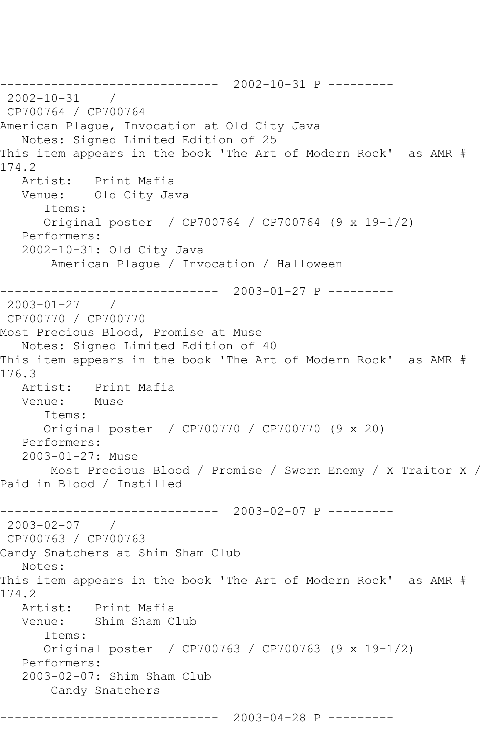------------------------------ 2002-10-31 P ---------
2002-10-31 /
CP700764 / CP700764
American Plague, Invocation at Old City Java
Notes: Signed Limited Edition of 25
This item appears in the book 'The Art of Modern Rock' as AMR # 174.2
Artist: Print Mafia
Venue: Old City Java
Items:
Original poster / CP700764 / CP700764 (9 x 19-1/2)
Performers:
2002-10-31: Old City Java
American Plague / Invocation / Halloween

------------------------------ 2003-01-27 P ---------
2003-01-27 /
CP700770 / CP700770
Most Precious Blood, Promise at Muse
Notes: Signed Limited Edition of 40
This item appears in the book 'The Art of Modern Rock' as AMR # 176.3
Artist: Print Mafia
Venue: Muse
Items:
Original poster / CP700770 / CP700770 (9 x 20)
Performers:
2003-01-27: Muse
Most Precious Blood / Promise / Sworn Enemy / X Traitor X / Paid in Blood / Instilled

------------------------------ 2003-02-07 P ---------
2003-02-07 /
CP700763 / CP700763
Candy Snatchers at Shim Sham Club
Notes:
This item appears in the book 'The Art of Modern Rock' as AMR # 174.2
Artist: Print Mafia
Venue: Shim Sham Club
Items:
Original poster / CP700763 / CP700763 (9 x 19-1/2)
Performers:
2003-02-07: Shim Sham Club
Candy Snatchers

------------------------------ 2003-04-28 P ---------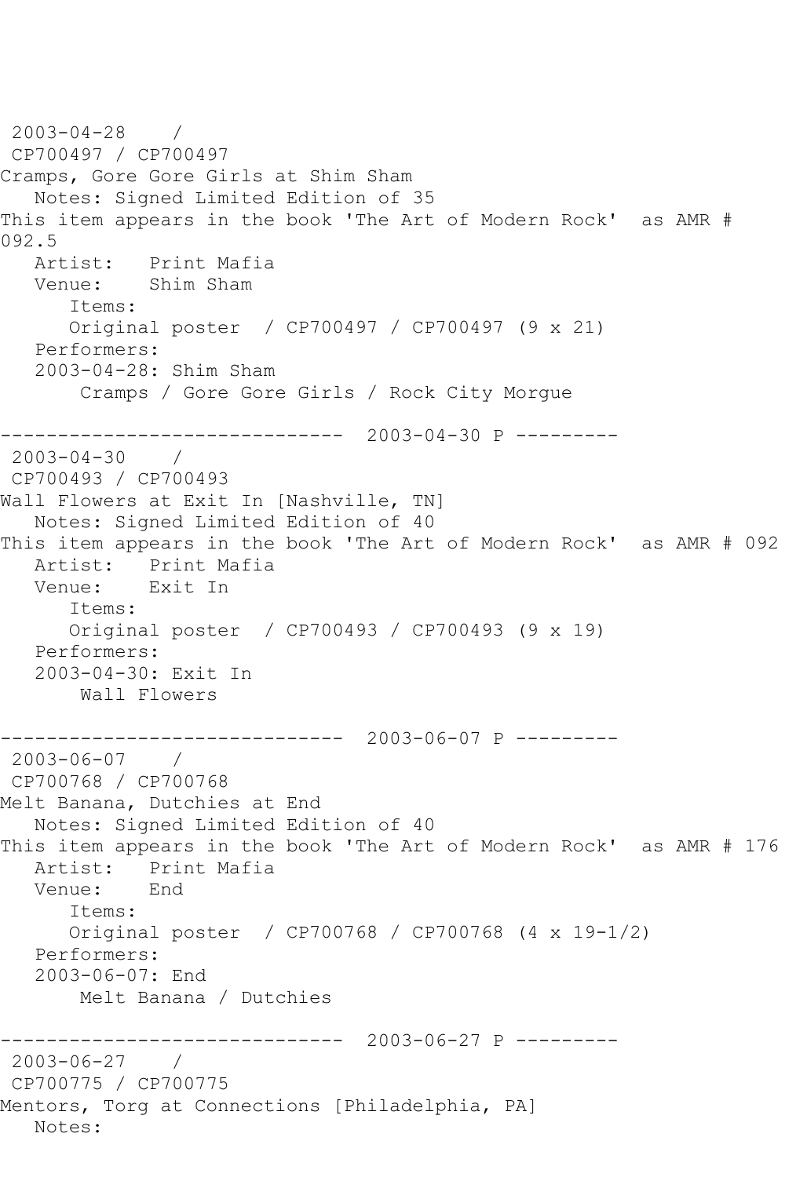2003-04-28 /
CP700497 / CP700497
Cramps, Gore Gore Girls at Shim Sham
Notes: Signed Limited Edition of 35
This item appears in the book 'The Art of Modern Rock' as AMR # 092.5
Artist: Print Mafia
Venue: Shim Sham
Items:
Original poster / CP700497 / CP700497 (9 x 21)
Performers:
2003-04-28: Shim Sham
Cramps / Gore Gore Girls / Rock City Morgue

------------------------------ 2003-04-30 P ---------
2003-04-30 /
CP700493 / CP700493
Wall Flowers at Exit In [Nashville, TN]
Notes: Signed Limited Edition of 40
This item appears in the book 'The Art of Modern Rock' as AMR # 092
Artist: Print Mafia
Venue: Exit In
Items:
Original poster / CP700493 / CP700493 (9 x 19)
Performers:
2003-04-30: Exit In
Wall Flowers

------------------------------ 2003-06-07 P ---------
2003-06-07 /
CP700768 / CP700768
Melt Banana, Dutchies at End
Notes: Signed Limited Edition of 40
This item appears in the book 'The Art of Modern Rock' as AMR # 176
Artist: Print Mafia
Venue: End
Items:
Original poster / CP700768 / CP700768 (4 x 19-1/2)
Performers:
2003-06-07: End
Melt Banana / Dutchies

------------------------------ 2003-06-27 P ---------
2003-06-27 /
CP700775 / CP700775
Mentors, Torg at Connections [Philadelphia, PA]
Notes: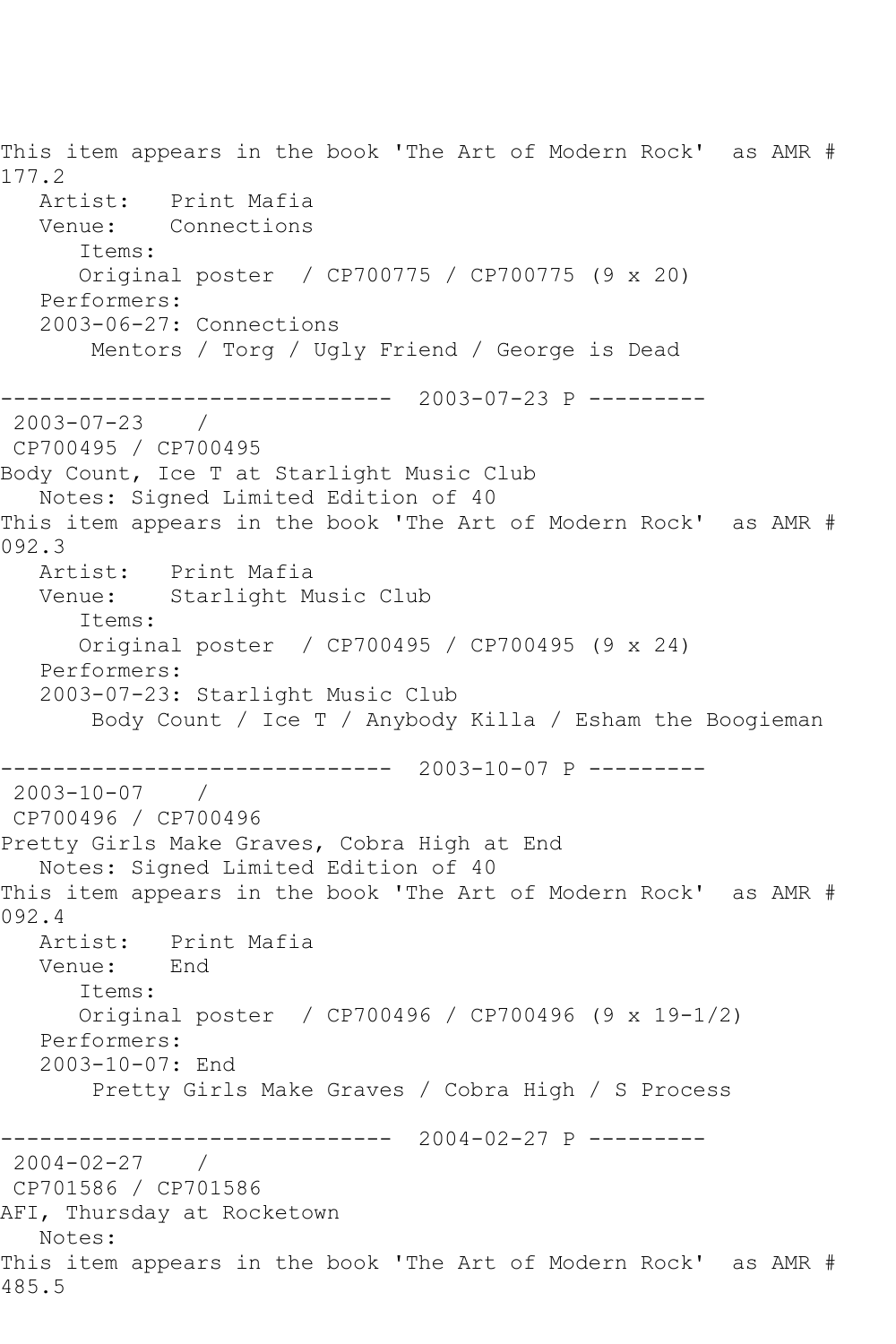This item appears in the book 'The Art of Modern Rock'  as AMR # 177.2

Artist:   Print Mafia
Venue:    Connections
Items:
Original poster  / CP700775 / CP700775 (9 x 20)
Performers:
2003-06-27: Connections
Mentors / Torg / Ugly Friend / George is Dead

------------------------------ 2003-07-23 P ---------

2003-07-23    /
CP700495 / CP700495
Body Count, Ice T at Starlight Music Club
Notes: Signed Limited Edition of 40
This item appears in the book 'The Art of Modern Rock'  as AMR # 092.3

Artist:   Print Mafia
Venue:    Starlight Music Club
Items:
Original poster  / CP700495 / CP700495 (9 x 24)
Performers:
2003-07-23: Starlight Music Club
Body Count / Ice T / Anybody Killa / Esham the Boogieman

------------------------------ 2003-10-07 P ---------

2003-10-07    /
CP700496 / CP700496
Pretty Girls Make Graves, Cobra High at End
Notes: Signed Limited Edition of 40
This item appears in the book 'The Art of Modern Rock'  as AMR # 092.4

Artist:   Print Mafia
Venue:    End
Items:
Original poster  / CP700496 / CP700496 (9 x 19-1/2)
Performers:
2003-10-07: End
Pretty Girls Make Graves / Cobra High / S Process

------------------------------ 2004-02-27 P ---------

2004-02-27    /
CP701586 / CP701586
AFI, Thursday at Rocketown
Notes:
This item appears in the book 'The Art of Modern Rock'  as AMR # 485.5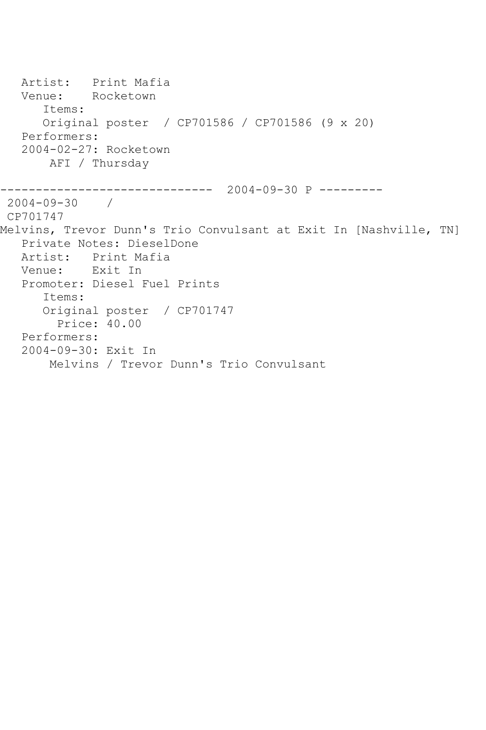Artist: Print Mafia
Venue: Rocketown
Items:
Original poster / CP701586 / CP701586 (9 x 20)
Performers:
2004-02-27: Rocketown
AFI / Thursday

------------------------------ 2004-09-30 P ---------

2004-09-30 /
CP701747
Melvins, Trevor Dunn's Trio Convulsant at Exit In [Nashville, TN]
Private Notes: DieselDone
Artist: Print Mafia
Venue: Exit In
Promoter: Diesel Fuel Prints
Items:
Original poster / CP701747
Price: 40.00
Performers:
2004-09-30: Exit In
Melvins / Trevor Dunn's Trio Convulsant